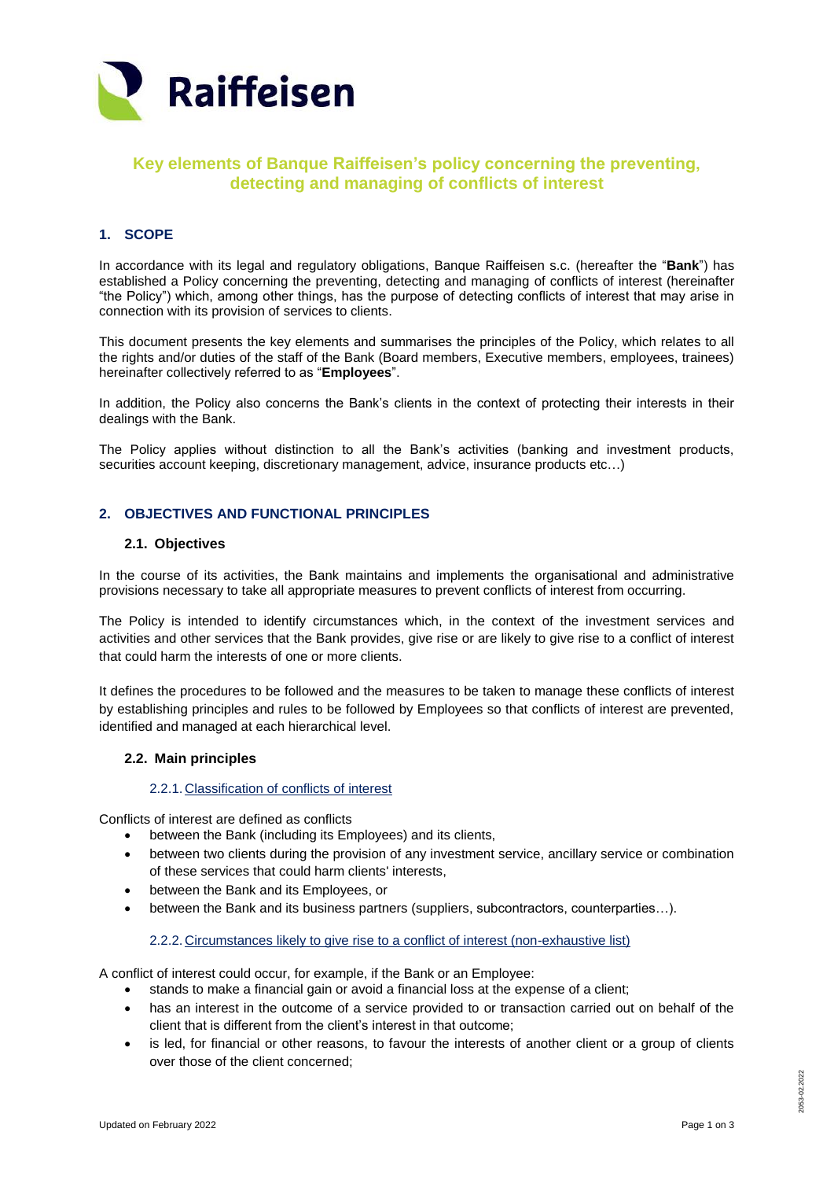# Key elements of Banque Raiffeisen's policy concerning the preventing, detecting and managing of conflicts of interest

## 1. SCOPE

In accordance with its legal and regulatory obligations, Banque Raiffeisen s.c. (hereafter the "**Bank**") has established a Policy concerning the preventing, detecting and managing of conflicts of interest (hereinafter "the Policy") which, among other things, has the purpose of detecting conflicts of interest that may arise in connection with its provision of services to clients.

This document presents the key elements and summarises the principles of the Policy, which relates to all the rights and/or duties of the staff of the Bank (Board members, Executive members, employees, trainees) hereinafter collectively referred to as "**Employees**".

In addition, the Policy also concerns the Bank's clients in the context of protecting their interests in their dealings with the Bank.

The Policy applies without distinction to all the Bank's activities (banking and investment products, securities account keeping, discretionary management, advice, insurance products etc…)

## 2. OBJECTIVES AND FUNCTIONAL PRINCIPLES

### 2.1. Objectives

In the course of its activities, the Bank maintains and implements the organisational and administrative provisions necessary to take all appropriate measures to prevent conflicts of interest from occurring.

The Policy is intended to identify circumstances which, in the context of the investment services and activities and other services that the Bank provides, give rise or are likely to give rise to a conflict of interest that could harm the interests of one or more clients.

It defines the procedures to be followed and the measures to be taken to manage these conflicts of interest by establishing principles and rules to be followed by Employees so that conflicts of interest are prevented, identified and managed at each hierarchical level.

### 2.2. Main principles

#### 2.2.1. Classification of conflicts of interest

Conflicts of interest are defined as conflicts

- between the Bank (including its Employees) and its clients,
- between two clients during the provision of any investment service, ancillary service or combination of these services that could harm clients' interests,
- between the Bank and its Employees, or
- between the Bank and its business partners (suppliers, subcontractors, counterparties…).

#### 2.2.2. Circumstances likely to give rise to a conflict of interest (non-exhaustive list)

A conflict of interest could occur, for example, if the Bank or an Employee:

- stands to make a financial gain or avoid a financial loss at the expense of a client;
- has an interest in the outcome of a service provided to or transaction carried out on behalf of the client that is different from the client's interest in that outcome;
- is led, for financial or other reasons, to favour the interests of another client or a group of clients over those of the client concerned;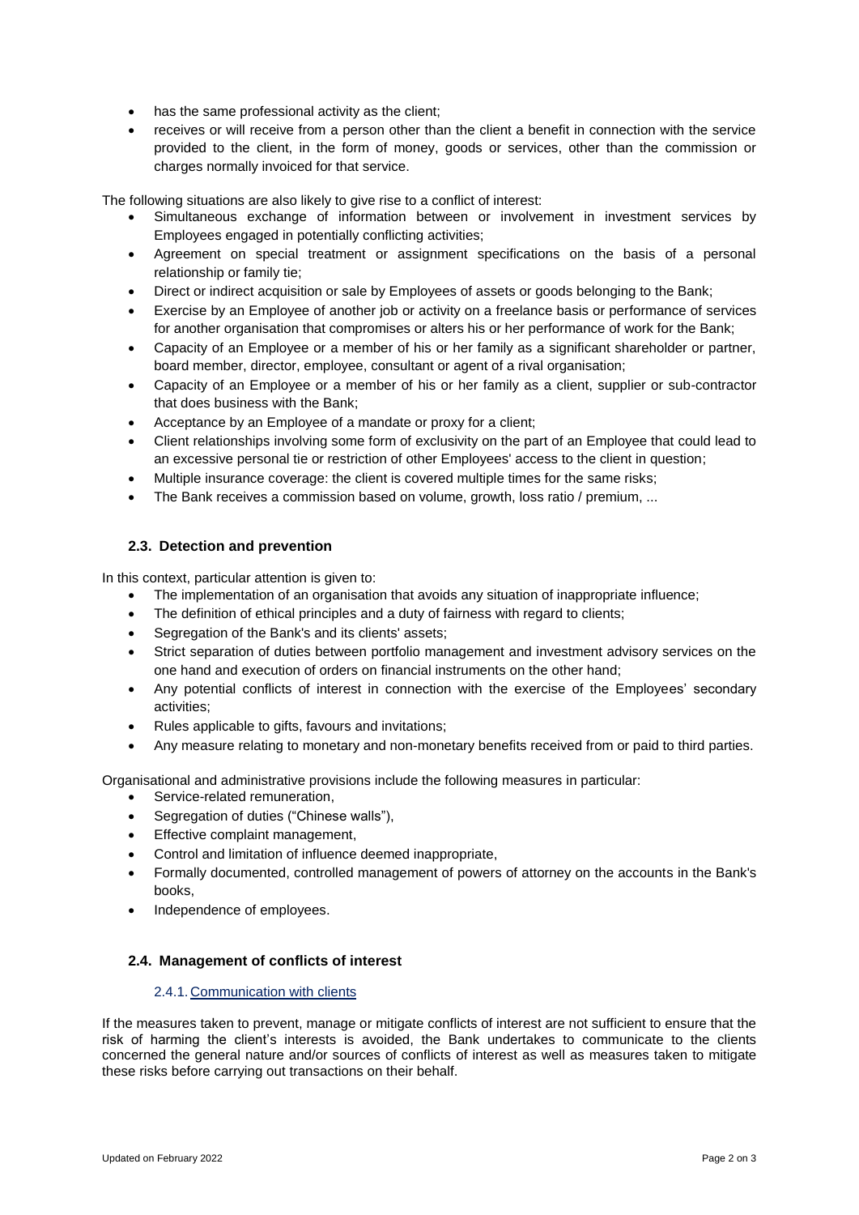- has the same professional activity as the client;
- receives or will receive from a person other than the client a benefit in connection with the service provided to the client, in the form of money, goods or services, other than the commission or charges normally invoiced for that service.

The following situations are also likely to give rise to a conflict of interest:

- Simultaneous exchange of information between or involvement in investment services by Employees engaged in potentially conflicting activities;
- Agreement on special treatment or assignment specifications on the basis of a personal relationship or family tie;
- Direct or indirect acquisition or sale by Employees of assets or goods belonging to the Bank;
- Exercise by an Employee of another job or activity on a freelance basis or performance of services for another organisation that compromises or alters his or her performance of work for the Bank;
- Capacity of an Employee or a member of his or her family as a significant shareholder or partner, board member, director, employee, consultant or agent of a rival organisation;
- Capacity of an Employee or a member of his or her family as a client, supplier or sub-contractor that does business with the Bank;
- Acceptance by an Employee of a mandate or proxy for a client;
- Client relationships involving some form of exclusivity on the part of an Employee that could lead to an excessive personal tie or restriction of other Employees' access to the client in question;
- Multiple insurance coverage: the client is covered multiple times for the same risks;
- The Bank receives a commission based on volume, growth, loss ratio / premium, ...

### 2.3. Detection and prevention

In this context, particular attention is given to:

- The implementation of an organisation that avoids any situation of inappropriate influence;
- The definition of ethical principles and a duty of fairness with regard to clients;
- Segregation of the Bank's and its clients' assets;
- Strict separation of duties between portfolio management and investment advisory services on the one hand and execution of orders on financial instruments on the other hand;
- Any potential conflicts of interest in connection with the exercise of the Employees' secondary activities;
- Rules applicable to gifts, favours and invitations;
- Any measure relating to monetary and non-monetary benefits received from or paid to third parties.

Organisational and administrative provisions include the following measures in particular:

- Service-related remuneration,
- Segregation of duties ("Chinese walls"),
- Effective complaint management,
- Control and limitation of influence deemed inappropriate,
- Formally documented, controlled management of powers of attorney on the accounts in the Bank's books,
- Independence of employees.

### 2.4. Management of conflicts of interest

#### 2.4.1. Communication with clients

If the measures taken to prevent, manage or mitigate conflicts of interest are not sufficient to ensure that the risk of harming the client's interests is avoided, the Bank undertakes to communicate to the clients concerned the general nature and/or sources of conflicts of interest as well as measures taken to mitigate these risks before carrying out transactions on their behalf.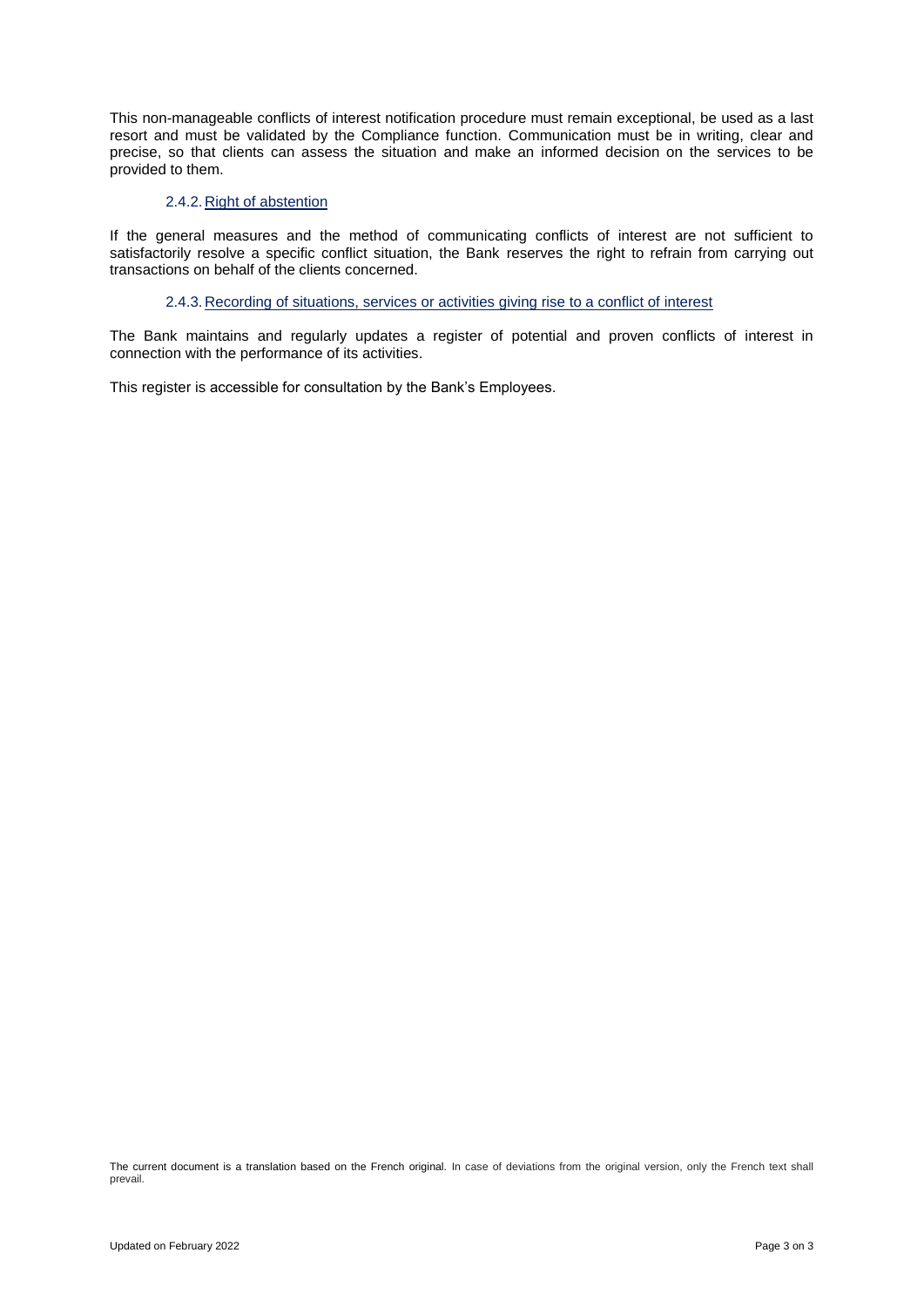This non-manageable conflicts of interest notification procedure must remain exceptional, be used as a last resort and must be validated by the Compliance function. Communication must be in writing, clear and precise, so that clients can assess the situation and make an informed decision on the services to be provided to them.

#### 2.4.2. Right of abstention

If the general measures and the method of communicating conflicts of interest are not sufficient to satisfactorily resolve a specific conflict situation, the Bank reserves the right to refrain from carrying out transactions on behalf of the clients concerned.

#### 2.4.3. Recording of situations, services or activities giving rise to a conflict of interest

The Bank maintains and regularly updates a register of potential and proven conflicts of interest in connection with the performance of its activities.

This register is accessible for consultation by the Bank's Employees.

The current document is a translation based on the French original. In case of deviations from the original version, only the French text shall prevail.

Updated on February 2022